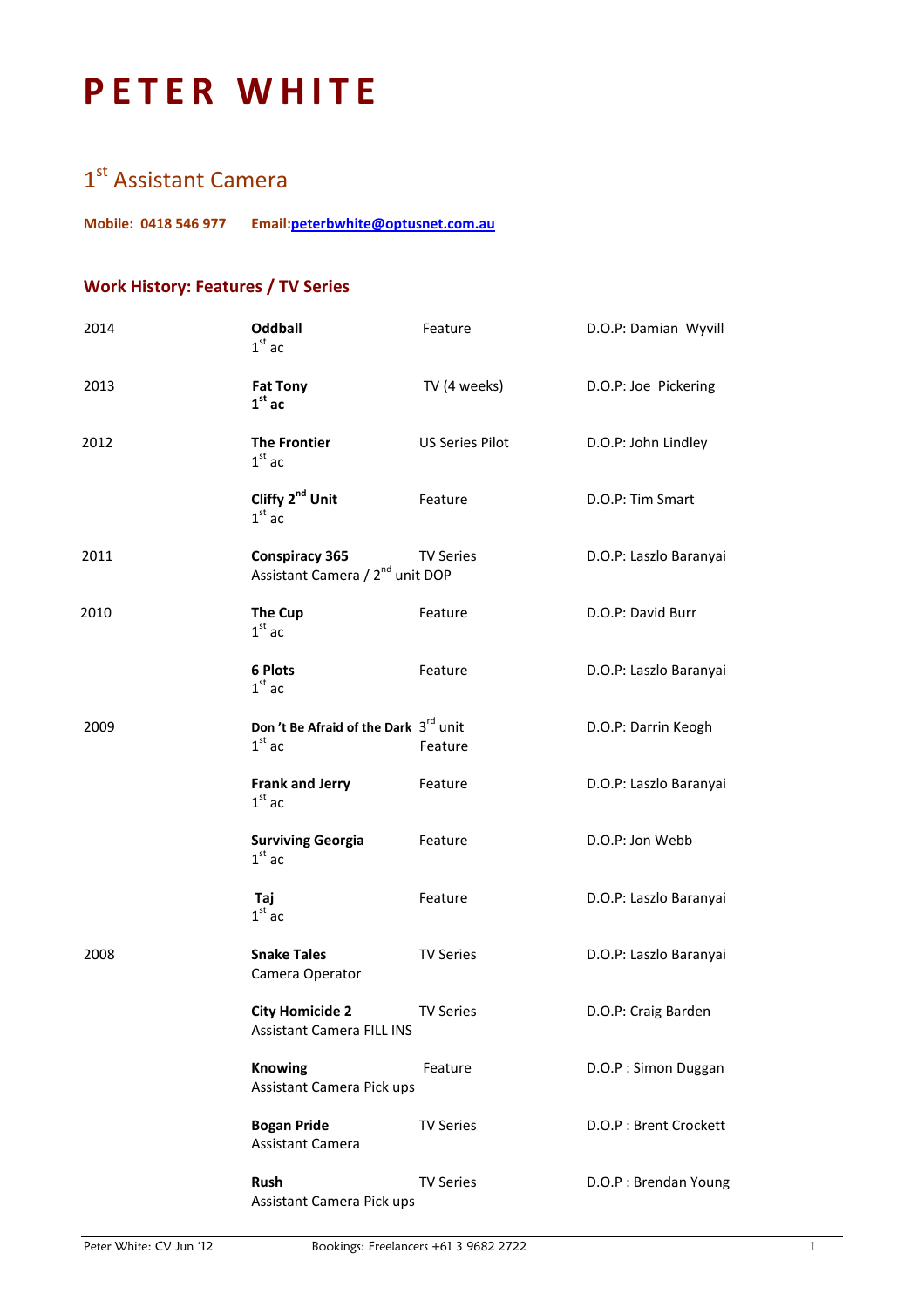# PETER WHITE

## 1st Assistant Camera

**Mobile: 0418 546 977 Email:peterbwhite@optusnet.com.au**

### Work History: Features / TV Series

| Year | Production / Role | Type | D.O.P. |
|---|---|---|---|
| 2014 | **Oddball**<br>1st ac | Feature | D.O.P: Damian Wyvill |
| 2013 | **Fat Tony**<br>**1st ac** | TV (4 weeks) | D.O.P: Joe Pickering |
| 2012 | **The Frontier**<br>1st ac | US Series Pilot | D.O.P: John Lindley |
| | **Cliffy 2nd Unit**<br>1st ac | Feature | D.O.P: Tim Smart |
| 2011 | **Conspiracy 365**<br>Assistant Camera / 2nd unit DOP | TV Series | D.O.P: Laszlo Baranyai |
| 2010 | **The Cup**<br>1st ac | Feature | D.O.P: David Burr |
| | **6 Plots**<br>1st ac | Feature | D.O.P: Laszlo Baranyai |
| 2009 | **Don 't Be Afraid of the Dark**<br>1st ac | 3rd unit Feature | D.O.P: Darrin Keogh |
| | **Frank and Jerry**<br>1st ac | Feature | D.O.P: Laszlo Baranyai |
| | **Surviving Georgia**<br>1st ac | Feature | D.O.P: Jon Webb |
| | **Taj**<br>1st ac | Feature | D.O.P: Laszlo Baranyai |
| 2008 | **Snake Tales**<br>Camera Operator | TV Series | D.O.P: Laszlo Baranyai |
| | **City Homicide 2**<br>Assistant Camera FILL INS | TV Series | D.O.P: Craig Barden |
| | **Knowing**<br>Assistant Camera Pick ups | Feature | D.O.P : Simon Duggan |
| | **Bogan Pride**<br>Assistant Camera | TV Series | D.O.P : Brent Crockett |
| | **Rush**<br>Assistant Camera Pick ups | TV Series | D.O.P : Brendan Young |

Peter White: CV Jun '12 Bookings: Freelancers +61 3 9682 2722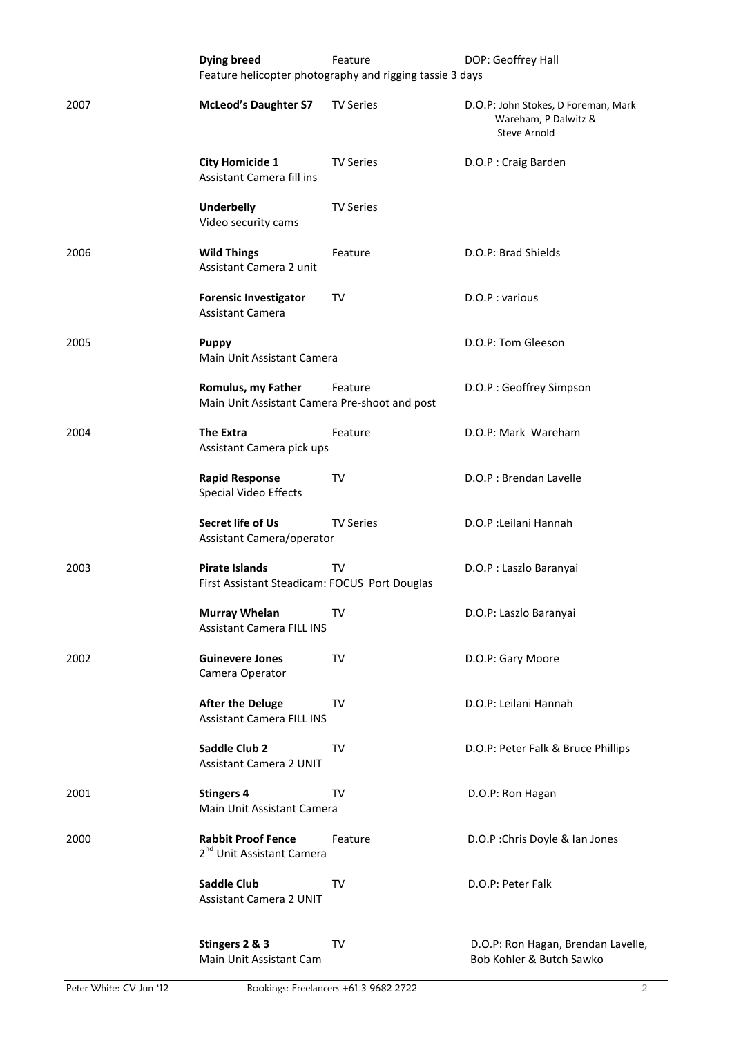| Year | Production | Type | D.O.P |
| --- | --- | --- | --- |
| | **Dying breed**<br>Feature helicopter photography and rigging tassie 3 days | Feature | DOP: Geoffrey Hall |
| 2007 | **McLeod's Daughter S7** | TV Series | D.O.P: John Stokes, D Foreman, Mark Wareham, P Dalwitz & Steve Arnold |
| | **City Homicide 1**<br>Assistant Camera fill ins | TV Series | D.O.P : Craig Barden |
| | **Underbelly**<br>Video security cams | TV Series | |
| 2006 | **Wild Things**<br>Assistant Camera 2 unit | Feature | D.O.P: Brad Shields |
| | **Forensic Investigator**<br>Assistant Camera | TV | D.O.P : various |
| 2005 | **Puppy**<br>Main Unit Assistant Camera | | D.O.P: Tom Gleeson |
| | **Romulus, my Father**<br>Main Unit Assistant Camera Pre-shoot and post | Feature | D.O.P : Geoffrey Simpson |
| 2004 | **The Extra**<br>Assistant Camera pick ups | Feature | D.O.P: Mark Wareham |
| | **Rapid Response**<br>Special Video Effects | TV | D.O.P : Brendan Lavelle |
| | **Secret life of Us**<br>Assistant Camera/operator | TV Series | D.O.P :Leilani Hannah |
| 2003 | **Pirate Islands**<br>First Assistant Steadicam: FOCUS Port Douglas | TV | D.O.P : Laszlo Baranyai |
| | **Murray Whelan**<br>Assistant Camera FILL INS | TV | D.O.P: Laszlo Baranyai |
| 2002 | **Guinevere Jones**<br>Camera Operator | TV | D.O.P: Gary Moore |
| | **After the Deluge**<br>Assistant Camera FILL INS | TV | D.O.P: Leilani Hannah |
| | **Saddle Club 2**<br>Assistant Camera 2 UNIT | TV | D.O.P: Peter Falk & Bruce Phillips |
| 2001 | **Stingers 4**<br>Main Unit Assistant Camera | TV | D.O.P: Ron Hagan |
| 2000 | **Rabbit Proof Fence**<br>2nd Unit Assistant Camera | Feature | D.O.P :Chris Doyle & Ian Jones |
| | **Saddle Club**<br>Assistant Camera 2 UNIT | TV | D.O.P: Peter Falk |
| | **Stingers 2 & 3**<br>Main Unit Assistant Cam | TV | D.O.P: Ron Hagan, Brendan Lavelle, Bob Kohler & Butch Sawko |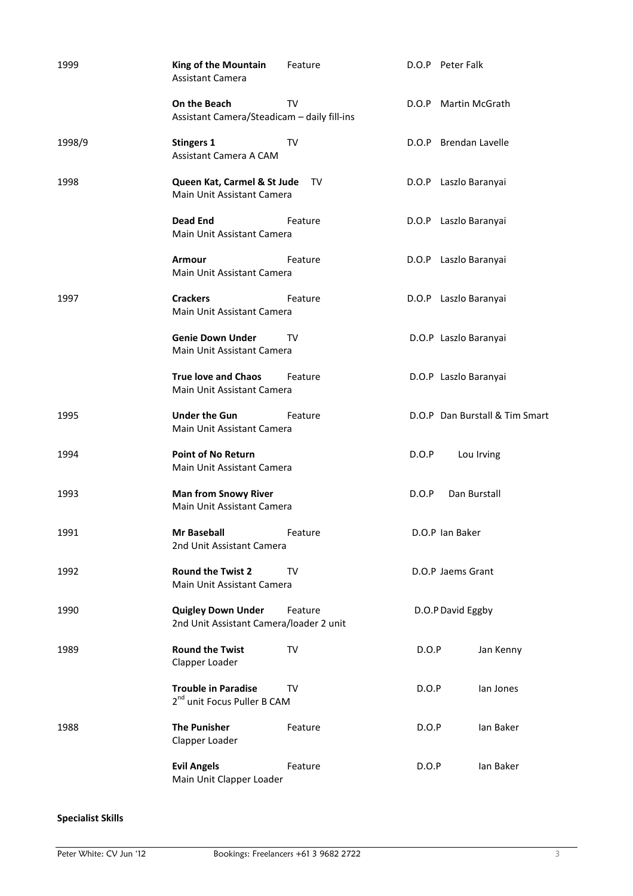| Year | Production | Type | D.O.P |
|---|---|---|---|
| 1999 | **King of the Mountain**<br>Assistant Camera | Feature | D.O.P Peter Falk |
| | **On the Beach**<br>Assistant Camera/Steadicam – daily fill-ins | TV | D.O.P Martin McGrath |
| 1998/9 | **Stingers 1**<br>Assistant Camera A CAM | TV | D.O.P Brendan Lavelle |
| 1998 | **Queen Kat, Carmel & St Jude**<br>Main Unit Assistant Camera | TV | D.O.P Laszlo Baranyai |
| | **Dead End**<br>Main Unit Assistant Camera | Feature | D.O.P Laszlo Baranyai |
| | **Armour**<br>Main Unit Assistant Camera | Feature | D.O.P Laszlo Baranyai |
| 1997 | **Crackers**<br>Main Unit Assistant Camera | Feature | D.O.P Laszlo Baranyai |
| | **Genie Down Under**<br>Main Unit Assistant Camera | TV | D.O.P Laszlo Baranyai |
| | **True love and Chaos**<br>Main Unit Assistant Camera | Feature | D.O.P Laszlo Baranyai |
| 1995 | **Under the Gun**<br>Main Unit Assistant Camera | Feature | D.O.P Dan Burstall & Tim Smart |
| 1994 | **Point of No Return**<br>Main Unit Assistant Camera | | D.O.P Lou Irving |
| 1993 | **Man from Snowy River**<br>Main Unit Assistant Camera | | D.O.P Dan Burstall |
| 1991 | **Mr Baseball**<br>2nd Unit Assistant Camera | Feature | D.O.P Ian Baker |
| 1992 | **Round the Twist 2**<br>Main Unit Assistant Camera | TV | D.O.P Jaems Grant |
| 1990 | **Quigley Down Under**<br>2nd Unit Assistant Camera/loader 2 unit | Feature | D.O.P David Eggby |
| 1989 | **Round the Twist**<br>Clapper Loader | TV | D.O.P Jan Kenny |
| | **Trouble in Paradise**<br>2nd unit Focus Puller B CAM | TV | D.O.P Ian Jones |
| 1988 | **The Punisher**<br>Clapper Loader | Feature | D.O.P Ian Baker |
| | **Evil Angels**<br>Main Unit Clapper Loader | Feature | D.O.P Ian Baker |

**Specialist Skills**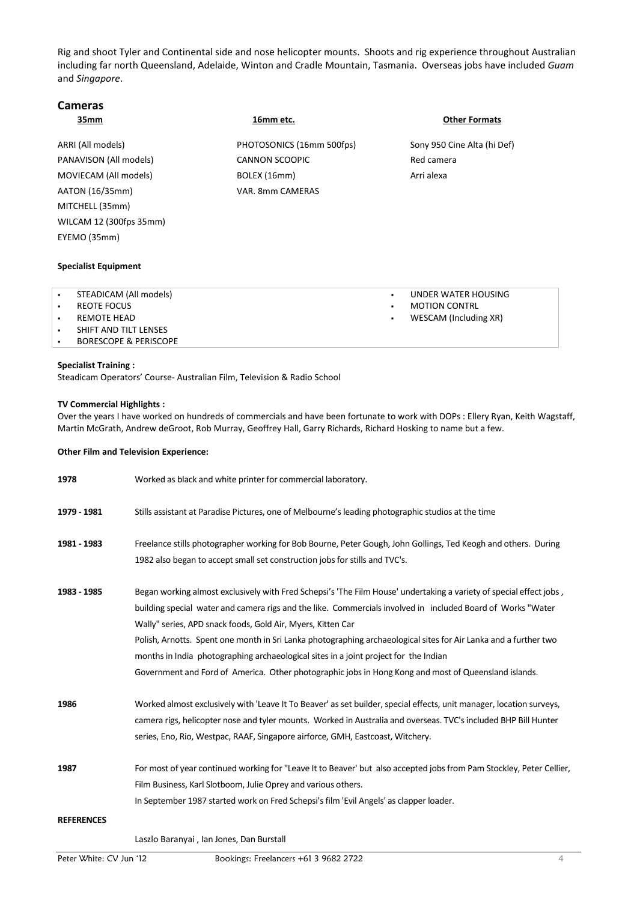Rig and shoot Tyler and Continental side and nose helicopter mounts. Shoots and rig experience throughout Australian including far north Queensland, Adelaide, Winton and Cradle Mountain, Tasmania. Overseas jobs have included *Guam* and *Singapore*.

## Cameras

| 35mm | 16mm etc. | Other Formats |
|---|---|---|
| ARRI (All models) | PHOTOSONICS (16mm 500fps) | Sony 950 Cine Alta (hi Def) |
| PANAVISON (All models) | CANNON SCOOPIC | Red camera |
| MOVIECAM (All models) | BOLEX (16mm) | Arri alexa |
| AATON (16/35mm) | VAR. 8mm CAMERAS | |
| MITCHELL (35mm) | | |
| WILCAM 12 (300fps 35mm) | | |
| EYEMO (35mm) | | |

**Specialist Equipment**

- STEADICAM (All models)
- REOTE FOCUS
- REMOTE HEAD
- SHIFT AND TILT LENSES
- BORESCOPE & PERISCOPE
- UNDER WATER HOUSING
- MOTION CONTRL
- WESCAM (Including XR)

**Specialist Training :**
Steadicam Operators' Course- Australian Film, Television & Radio School

**TV Commercial Highlights :**
Over the years I have worked on hundreds of commercials and have been fortunate to work with DOPs : Ellery Ryan, Keith Wagstaff, Martin McGrath, Andrew deGroot, Rob Murray, Geoffrey Hall, Garry Richards, Richard Hosking to name but a few.

**Other Film and Television Experience:**

| | |
|---|---|
| **1978** | Worked as black and white printer for commercial laboratory. |
| **1979 - 1981** | Stills assistant at Paradise Pictures, one of Melbourne's leading photographic studios at the time |
| **1981 - 1983** | Freelance stills photographer working for Bob Bourne, Peter Gough, John Gollings, Ted Keogh and others. During 1982 also began to accept small set construction jobs for stills and TVC's. |
| **1983 - 1985** | Began working almost exclusively with Fred Schepsi's 'The Film House' undertaking a variety of special effect jobs , building special water and camera rigs and the like. Commercials involved in included Board of Works "Water Wally" series, APD snack foods, Gold Air, Myers, Kitten Car Polish, Arnotts. Spent one month in Sri Lanka photographing archaeological sites for Air Lanka and a further two months in India photographing archaeological sites in a joint project for the Indian Government and Ford of America. Other photographic jobs in Hong Kong and most of Queensland islands. |
| **1986** | Worked almost exclusively with 'Leave It To Beaver' as set builder, special effects, unit manager, location surveys, camera rigs, helicopter nose and tyler mounts. Worked in Australia and overseas. TVC's included BHP Bill Hunter series, Eno, Rio, Westpac, RAAF, Singapore airforce, GMH, Eastcoast, Witchery. |
| **1987** | For most of year continued working for "Leave It to Beaver' but also accepted jobs from Pam Stockley, Peter Cellier, Film Business, Karl Slotboom, Julie Oprey and various others. In September 1987 started work on Fred Schepsi's film 'Evil Angels' as clapper loader. |

**REFERENCES**

Laszlo Baranyai , Ian Jones, Dan Burstall